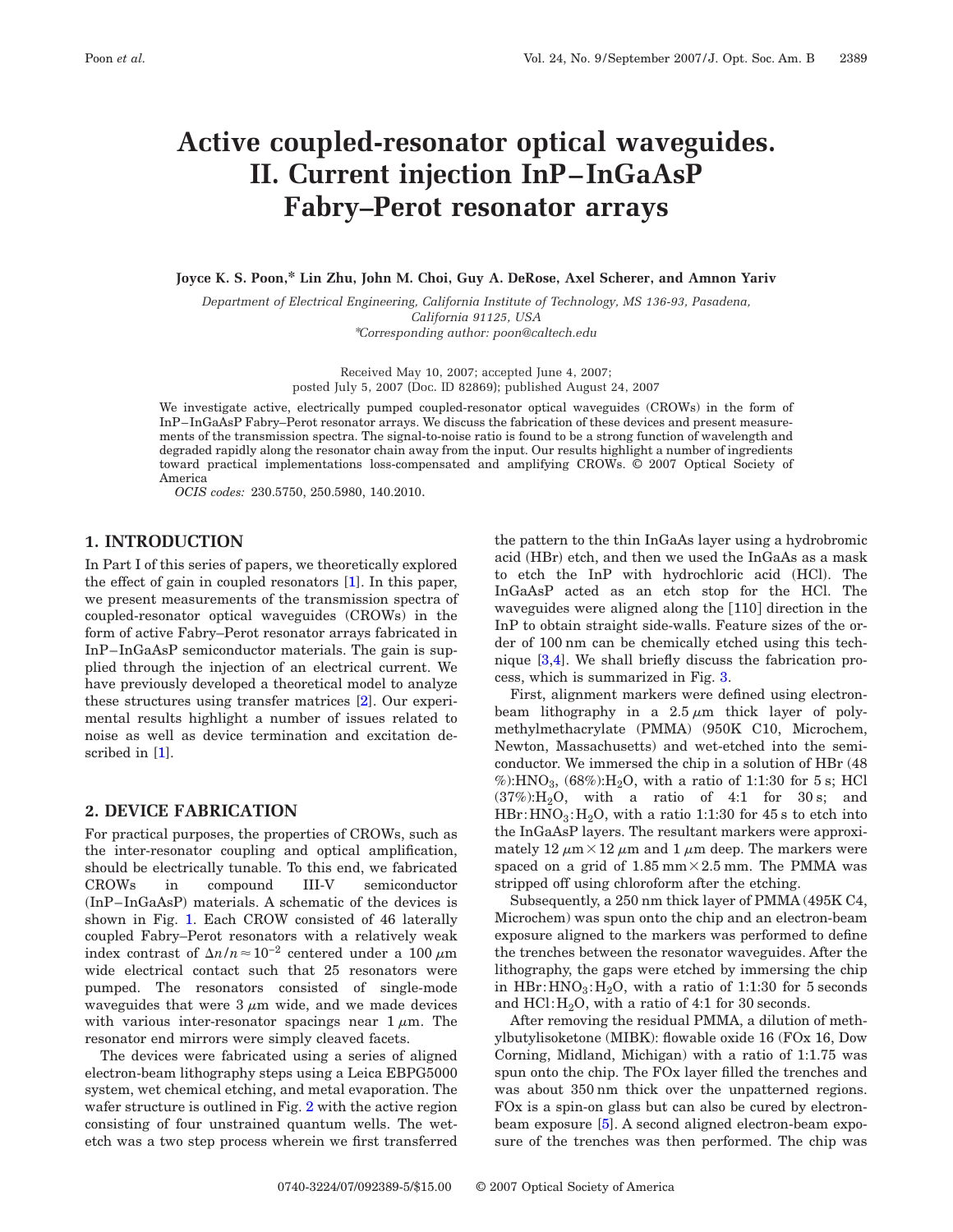# Active coupled-resonator optical waveguides. II. Current injection InP–InGaAsP Fabry–Perot resonator arrays

**Joyce K. S. Poon,* Lin Zhu, John M. Choi, Guy A. DeRose, Axel Scherer, and Amnon Yariv**

*Department of Electrical Engineering, California Institute of Technology, MS 136-93, Pasadena, California 91125, USA*
*\*Corresponding author: poon@caltech.edu*

Received May 10, 2007; accepted June 4, 2007;
posted July 5, 2007 (Doc. ID 82869); published August 24, 2007

We investigate active, electrically pumped coupled-resonator optical waveguides (CROWs) in the form of InP–InGaAsP Fabry–Perot resonator arrays. We discuss the fabrication of these devices and present measurements of the transmission spectra. The signal-to-noise ratio is found to be a strong function of wavelength and degraded rapidly along the resonator chain away from the input. Our results highlight a number of ingredients toward practical implementations loss-compensated and amplifying CROWs. © 2007 Optical Society of America

*OCIS codes:* 230.5750, 250.5980, 140.2010.

## 1. INTRODUCTION

In Part I of this series of papers, we theoretically explored the effect of gain in coupled resonators [1]. In this paper, we present measurements of the transmission spectra of coupled-resonator optical waveguides (CROWs) in the form of active Fabry–Perot resonator arrays fabricated in InP–InGaAsP semiconductor materials. The gain is supplied through the injection of an electrical current. We have previously developed a theoretical model to analyze these structures using transfer matrices [2]. Our experimental results highlight a number of issues related to noise as well as device termination and excitation described in [1].

## 2. DEVICE FABRICATION

For practical purposes, the properties of CROWs, such as the inter-resonator coupling and optical amplification, should be electrically tunable. To this end, we fabricated CROWs in compound III-V semiconductor (InP–InGaAsP) materials. A schematic of the devices is shown in Fig. 1. Each CROW consisted of 46 laterally coupled Fabry–Perot resonators with a relatively weak index contrast of $\Delta n/n \approx 10^{-2}$ centered under a 100 $\mu$m wide electrical contact such that 25 resonators were pumped. The resonators consisted of single-mode waveguides that were 3 $\mu$m wide, and we made devices with various inter-resonator spacings near 1 $\mu$m. The resonator end mirrors were simply cleaved facets.

The devices were fabricated using a series of aligned electron-beam lithography steps using a Leica EBPG5000 system, wet chemical etching, and metal evaporation. The wafer structure is outlined in Fig. 2 with the active region consisting of four unstrained quantum wells. The wet-etch was a two step process wherein we first transferred the pattern to the thin InGaAs layer using a hydrobromic acid (HBr) etch, and then we used the InGaAs as a mask to etch the InP with hydrochloric acid (HCl). The InGaAsP acted as an etch stop for the HCl. The waveguides were aligned along the [110] direction in the InP to obtain straight side-walls. Feature sizes of the order of 100 nm can be chemically etched using this technique [3,4]. We shall briefly discuss the fabrication process, which is summarized in Fig. 3.

First, alignment markers were defined using electron-beam lithography in a 2.5 $\mu$m thick layer of polymethylmethacrylate (PMMA) (950K C10, Microchem, Newton, Massachusetts) and wet-etched into the semiconductor. We immersed the chip in a solution of HBr (48 %):$HNO_3$, (68%):$H_2O$, with a ratio of 1:1:30 for 5 s; HCl (37%):$H_2O$, with a ratio of 4:1 for 30 s; and HBr:$HNO_3$:$H_2O$, with a ratio 1:1:30 for 45 s to etch into the InGaAsP layers. The resultant markers were approximately 12 $\mu$m × 12 $\mu$m and 1 $\mu$m deep. The markers were spaced on a grid of 1.85 mm × 2.5 mm. The PMMA was stripped off using chloroform after the etching.

Subsequently, a 250 nm thick layer of PMMA (495K C4, Microchem) was spun onto the chip and an electron-beam exposure aligned to the markers was performed to define the trenches between the resonator waveguides. After the lithography, the gaps were etched by immersing the chip in HBr:$HNO_3$:$H_2O$, with a ratio of 1:1:30 for 5 seconds and HCl:$H_2O$, with a ratio of 4:1 for 30 seconds.

After removing the residual PMMA, a dilution of methylbutylisoketone (MIBK): flowable oxide 16 (FOx 16, Dow Corning, Midland, Michigan) with a ratio of 1:1.75 was spun onto the chip. The FOx layer filled the trenches and was about 350 nm thick over the unpatterned regions. FOx is a spin-on glass but can also be cured by electron-beam exposure [5]. A second aligned electron-beam exposure of the trenches was then performed. The chip was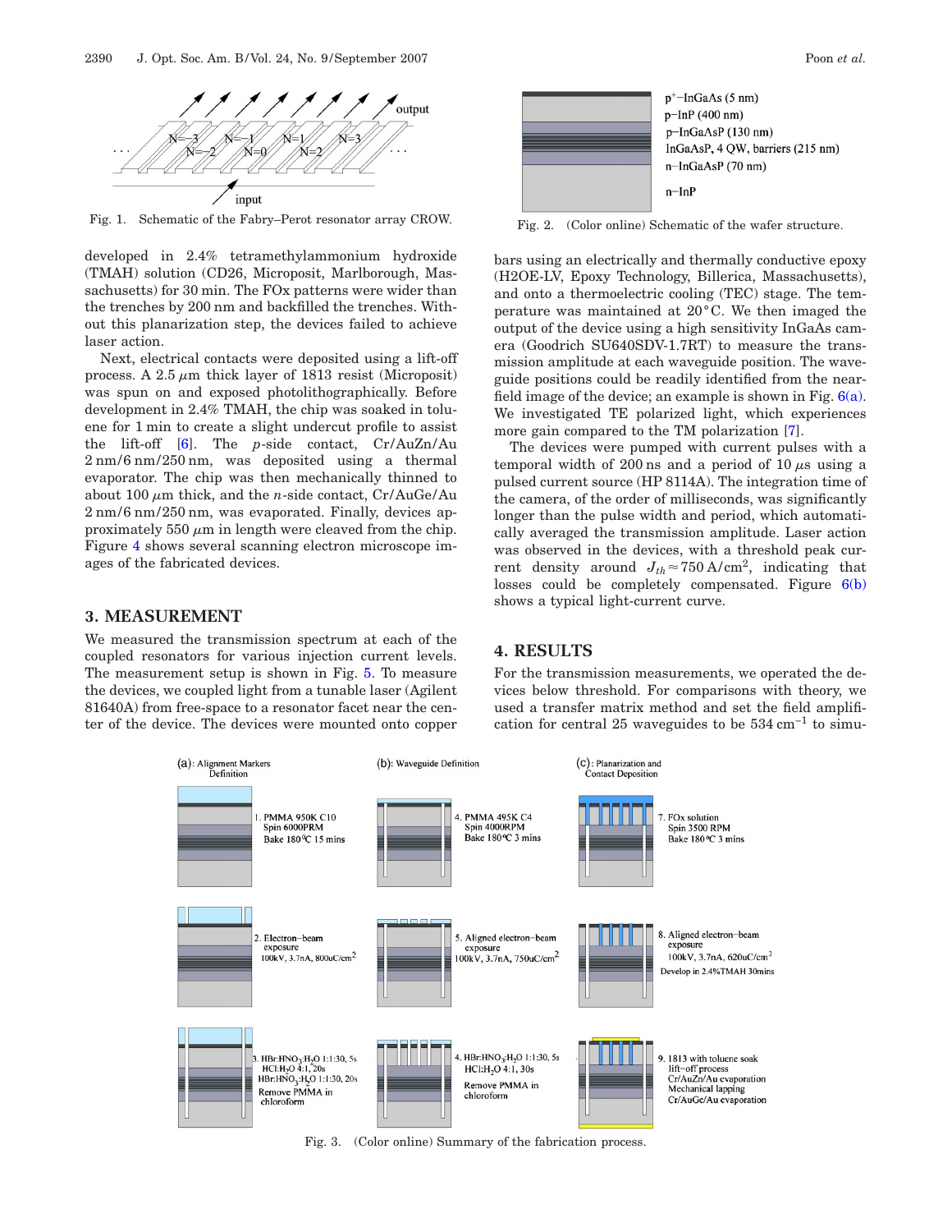. . . N=−3 N=−2 N=−1 N=0 N=1 N=2 N=3 . . .

output

input

Fig. 1. Schematic of the Fabry–Perot resonator array CROW.

developed in 2.4% tetramethylammonium hydroxide (TMAH) solution (CD26, Microposit, Marlborough, Massachusetts) for 30 min. The FOx patterns were wider than the trenches by 200 nm and backfilled the trenches. Without this planarization step, the devices failed to achieve laser action.

Next, electrical contacts were deposited using a lift-off process. A 2.5 $\mu$m thick layer of 1813 resist (Microposit) was spun on and exposed photolithographically. Before development in 2.4% TMAH, the chip was soaked in toluene for 1 min to create a slight undercut profile to assist the lift-off [6]. The *p*-side contact, Cr/AuZn/Au 2 nm/6 nm/250 nm, was deposited using a thermal evaporator. The chip was then mechanically thinned to about 100 $\mu$m thick, and the *n*-side contact, Cr/AuGe/Au 2 nm/6 nm/250 nm, was evaporated. Finally, devices approximately 550 $\mu$m in length were cleaved from the chip. Figure 4 shows several scanning electron microscope images of the fabricated devices.

## 3. MEASUREMENT

We measured the transmission spectrum at each of the coupled resonators for various injection current levels. The measurement setup is shown in Fig. 5. To measure the devices, we coupled light from a tunable laser (Agilent 81640A) from free-space to a resonator facet near the center of the device. The devices were mounted onto copper

$p^+$–InGaAs (5 nm)
p–InP (400 nm)
p–InGaAsP (130 nm)
InGaAsP, 4 QW, barriers (215 nm)
n–InGaAsP (70 nm)
n–InP

Fig. 2. (Color online) Schematic of the wafer structure.

bars using an electrically and thermally conductive epoxy (H2OE-LV, Epoxy Technology, Billerica, Massachusetts), and onto a thermoelectric cooling (TEC) stage. The temperature was maintained at 20°C. We then imaged the output of the device using a high sensitivity InGaAs camera (Goodrich SU640SDV-1.7RT) to measure the transmission amplitude at each waveguide position. The waveguide positions could be readily identified from the near-field image of the device; an example is shown in Fig. 6(a). We investigated TE polarized light, which experiences more gain compared to the TM polarization [7].

The devices were pumped with current pulses with a temporal width of 200 ns and a period of 10 $\mu$s using a pulsed current source (HP 8114A). The integration time of the camera, of the order of milliseconds, was significantly longer than the pulse width and period, which automatically averaged the transmission amplitude. Laser action was observed in the devices, with a threshold peak current density around $J_{th} \approx 750\ \text{A/cm}^2$, indicating that losses could be completely compensated. Figure 6(b) shows a typical light-current curve.

## 4. RESULTS

For the transmission measurements, we operated the devices below threshold. For comparisons with theory, we used a transfer matrix method and set the field amplification for central 25 waveguides to be 534 $\text{cm}^{-1}$ to simu-

(a): Alignment Markers Definition

1. PMMA 950K C10
Spin 6000PRM
Bake 180°C 15 mins

2. Electron-beam exposure
100kV, 3.7nA, 800uC/cm$^2$

3. HBr:HNO$_3$:H$_2$O 1:1:30, 5s
HCl:H$_2$O 4:1, 20s
HBr:HNO$_3$:H$_2$O 1:1:30, 20s
Remove PMMA in chloroform

(b): Waveguide Definition

4. PMMA 495K C4
Spin 4000RPM
Bake 180°C 3 mins

5. Aligned electron-beam exposure
100kV, 3.7nA, 750uC/cm$^2$

4. HBr:HNO$_3$:H$_2$O 1:1:30, 5s
HCl:H$_2$O 4:1, 30s
Remove PMMA in chloroform

(c): Planarization and Contact Deposition

7. FOx solution
Spin 3500 RPM
Bake 180°C 3 mins

8. Aligned electron-beam exposure
100kV, 3.7nA, 620uC/cm$^2$
Develop in 2.4%TMAH 30mins

9. 1813 with toluene soak lift-off process
Cr/AuZn/Au evaporation
Mechanical lapping
Cr/AuGe/Au evaporation

Fig. 3. (Color online) Summary of the fabrication process.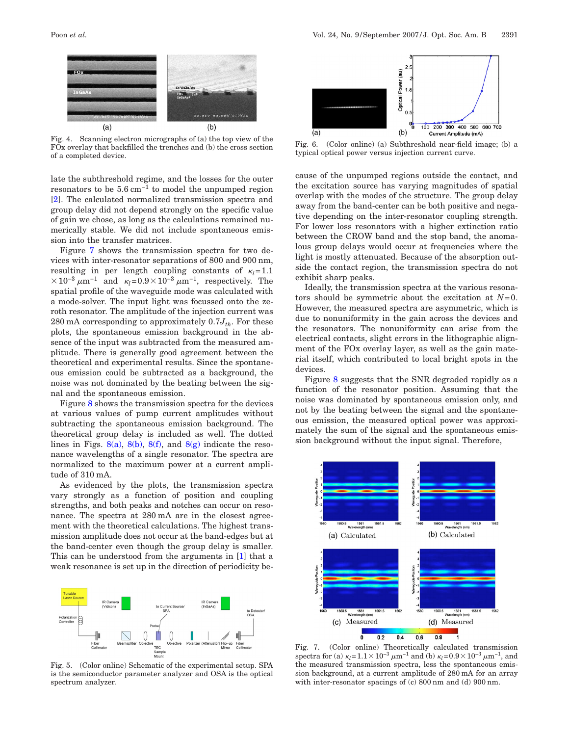Fig. 4. Scanning electron micrographs of (a) the top view of the FOx overlay that backfilled the trenches and (b) the cross section of a completed device.

late the subthreshold regime, and the losses for the outer resonators to be 5.6 $cm^{-1}$ to model the unpumped region [2]. The calculated normalized transmission spectra and group delay did not depend strongly on the specific value of gain we chose, as long as the calculations remained numerically stable. We did not include spontaneous emission into the transfer matrices.

Figure 7 shows the transmission spectra for two devices with inter-resonator separations of 800 and 900 nm, resulting in per length coupling constants of $\kappa_l = 1.1 \times 10^{-3}\ \mu m^{-1}$ and $\kappa_l = 0.9 \times 10^{-3}\ \mu m^{-1}$, respectively. The spatial profile of the waveguide mode was calculated with a mode-solver. The input light was focussed onto the zeroth resonator. The amplitude of the injection current was 280 mA corresponding to approximately $0.7 J_{th}$. For these plots, the spontaneous emission background in the absence of the input was subtracted from the measured amplitude. There is generally good agreement between the theoretical and experimental results. Since the spontaneous emission could be subtracted as a background, the noise was not dominated by the beating between the signal and the spontaneous emission.

Figure 8 shows the transmission spectra for the devices at various values of pump current amplitudes without subtracting the spontaneous emission background. The theoretical group delay is included as well. The dotted lines in Figs. 8(a), 8(b), 8(f), and 8(g) indicate the resonance wavelengths of a single resonator. The spectra are normalized to the maximum power at a current amplitude of 310 mA.

As evidenced by the plots, the transmission spectra vary strongly as a function of position and coupling strengths, and both peaks and notches can occur on resonance. The spectra at 280 mA are in the closest agreement with the theoretical calculations. The highest transmission amplitude does not occur at the band-edges but at the band-center even though the group delay is smaller. This can be understood from the arguments in [1] that a weak resonance is set up in the direction of periodicity because of the unpumped regions outside the contact, and the excitation source has varying magnitudes of spatial overlap with the modes of the structure. The group delay away from the band-center can be both positive and negative depending on the inter-resonator coupling strength. For lower loss resonators with a higher extinction ratio between the CROW band and the stop band, the anomalous group delays would occur at frequencies where the light is mostly attenuated. Because of the absorption outside the contact region, the transmission spectra do not exhibit sharp peaks.

Ideally, the transmission spectra at the various resonators should be symmetric about the excitation at $N=0$. However, the measured spectra are asymmetric, which is due to nonuniformity in the gain across the devices and the resonators. The nonuniformity can arise from the electrical contacts, slight errors in the lithographic alignment of the FOx overlay layer, as well as the gain material itself, which contributed to local bright spots in the devices.

Figure 8 suggests that the SNR degraded rapidly as a function of the resonator position. Assuming that the noise was dominated by spontaneous emission only, and not by the beating between the signal and the spontaneous emission, the measured optical power was approximately the sum of the signal and the spontaneous emission background without the input signal. Therefore,

Fig. 5. (Color online) Schematic of the experimental setup. SPA is the semiconductor parameter analyzer and OSA is the optical spectrum analyzer.

Fig. 6. (Color online) (a) Subthreshold near-field image; (b) a typical optical power versus injection current curve.

Fig. 7. (Color online) Theoretically calculated transmission spectra for (a) $\kappa_l = 1.1 \times 10^{-3}\ \mu m^{-1}$ and (b) $\kappa_l = 0.9 \times 10^{-3}\ \mu m^{-1}$, and the measured transmission spectra, less the spontaneous emission background, at a current amplitude of 280 mA for an array with inter-resonator spacings of (c) 800 nm and (d) 900 nm.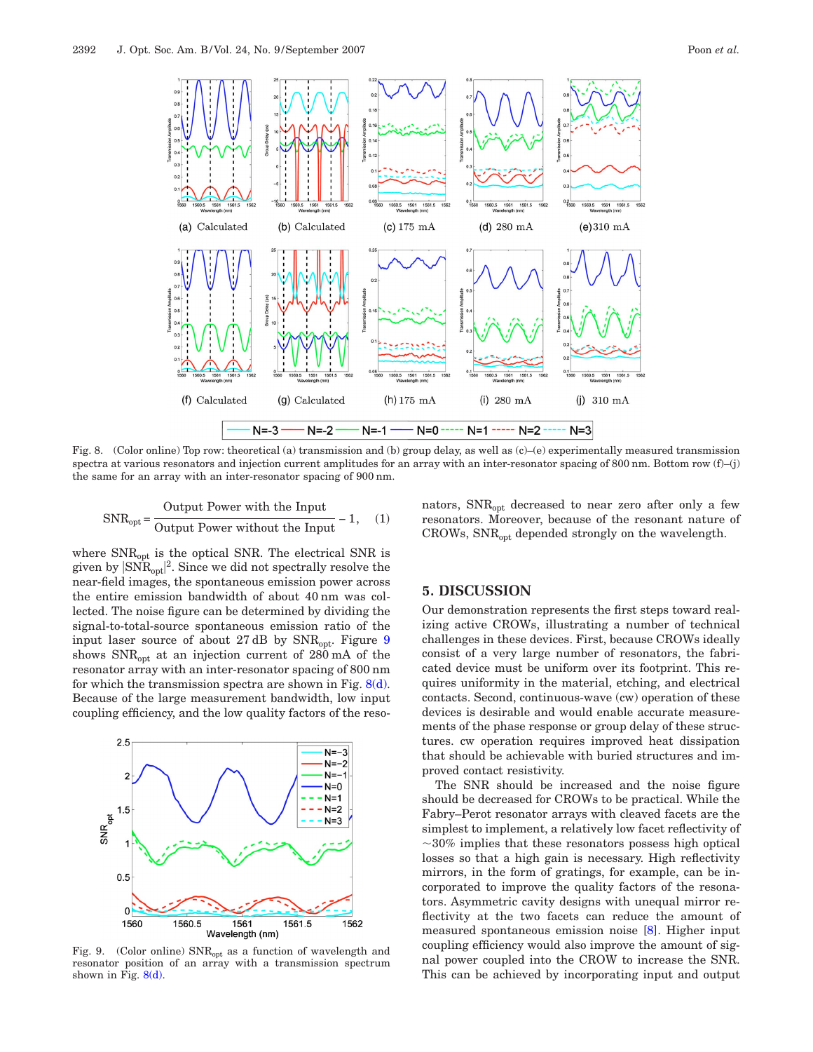(a) Calculated

(b) Calculated

(c) 175 mA

(d) 280 mA

(e) 310 mA

(f) Calculated

(g) Calculated

(h) 175 mA

(i) 280 mA

(j) 310 mA

N=-3 N=-2 N=-1 N=0 N=1 N=2 N=3

Fig. 8. (Color online) Top row: theoretical (a) transmission and (b) group delay, as well as (c)–(e) experimentally measured transmission spectra at various resonators and injection current amplitudes for an array with an inter-resonator spacing of 800 nm. Bottom row (f)–(j) the same for an array with an inter-resonator spacing of 900 nm.

$$\mathrm{SNR}_{\mathrm{opt}} = \frac{\text{Output Power with the Input}}{\text{Output Power without the Input}} - 1, \quad (1)$$

where $\mathrm{SNR}_{\mathrm{opt}}$ is the optical SNR. The electrical SNR is given by $|\mathrm{SNR}_{\mathrm{opt}}|^2$. Since we did not spectrally resolve the near-field images, the spontaneous emission power across the entire emission bandwidth of about 40 nm was collected. The noise figure can be determined by dividing the signal-to-total-source spontaneous emission ratio of the input laser source of about 27 dB by $\mathrm{SNR}_{\mathrm{opt}}$. Figure 9 shows $\mathrm{SNR}_{\mathrm{opt}}$ at an injection current of 280 mA of the resonator array with an inter-resonator spacing of 800 nm for which the transmission spectra are shown in Fig. 8(d). Because of the large measurement bandwidth, low input coupling efficiency, and the low quality factors of the resonators, $\mathrm{SNR}_{\mathrm{opt}}$ decreased to near zero after only a few resonators. Moreover, because of the resonant nature of CROWs, $\mathrm{SNR}_{\mathrm{opt}}$ depended strongly on the wavelength.

N=-3
N=-2
N=-1
N=0
N=1
N=2
N=3

$\mathrm{SNR}_{\mathrm{opt}}$

Wavelength (nm)

Fig. 9. (Color online) $\mathrm{SNR}_{\mathrm{opt}}$ as a function of wavelength and resonator position of an array with a transmission spectrum shown in Fig. 8(d).

## 5. DISCUSSION

Our demonstration represents the first steps toward realizing active CROWs, illustrating a number of technical challenges in these devices. First, because CROWs ideally consist of a very large number of resonators, the fabricated device must be uniform over its footprint. This requires uniformity in the material, etching, and electrical contacts. Second, continuous-wave (cw) operation of these devices is desirable and would enable accurate measurements of the phase response or group delay of these structures. cw operation requires improved heat dissipation that should be achievable with buried structures and improved contact resistivity.

The SNR should be increased and the noise figure should be decreased for CROWs to be practical. While the Fabry–Perot resonator arrays with cleaved facets are the simplest to implement, a relatively low facet reflectivity of ~30% implies that these resonators possess high optical losses so that a high gain is necessary. High reflectivity mirrors, in the form of gratings, for example, can be incorporated to improve the quality factors of the resonators. Asymmetric cavity designs with unequal mirror reflectivity at the two facets can reduce the amount of measured spontaneous emission noise [8]. Higher input coupling efficiency would also improve the amount of signal power coupled into the CROW to increase the SNR. This can be achieved by incorporating input and output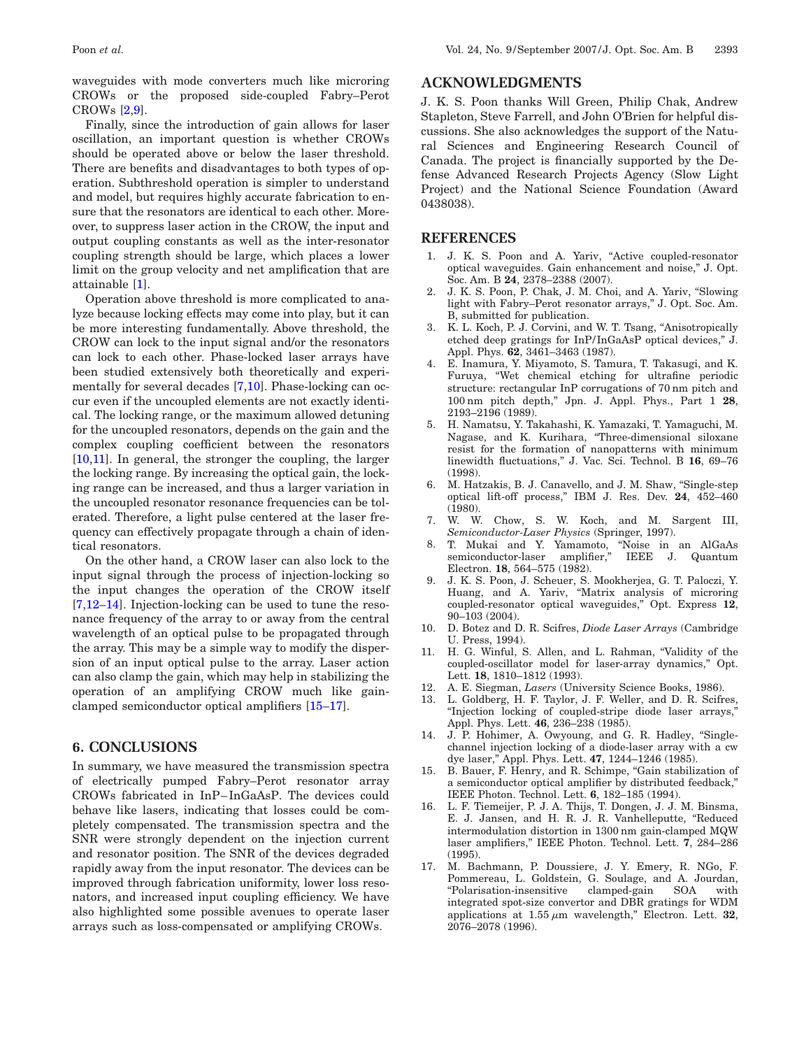waveguides with mode converters much like microring CROWs or the proposed side-coupled Fabry–Perot CROWs [2,9].

Finally, since the introduction of gain allows for laser oscillation, an important question is whether CROWs should be operated above or below the laser threshold. There are benefits and disadvantages to both types of operation. Subthreshold operation is simpler to understand and model, but requires highly accurate fabrication to ensure that the resonators are identical to each other. Moreover, to suppress laser action in the CROW, the input and output coupling constants as well as the inter-resonator coupling strength should be large, which places a lower limit on the group velocity and net amplification that are attainable [1].

Operation above threshold is more complicated to analyze because locking effects may come into play, but it can be more interesting fundamentally. Above threshold, the CROW can lock to the input signal and/or the resonators can lock to each other. Phase-locked laser arrays have been studied extensively both theoretically and experimentally for several decades [7,10]. Phase-locking can occur even if the uncoupled elements are not exactly identical. The locking range, or the maximum allowed detuning for the uncoupled resonators, depends on the gain and the complex coupling coefficient between the resonators [10,11]. In general, the stronger the coupling, the larger the locking range. By increasing the optical gain, the locking range can be increased, and thus a larger variation in the uncoupled resonator resonance frequencies can be tolerated. Therefore, a light pulse centered at the laser frequency can effectively propagate through a chain of identical resonators.

On the other hand, a CROW laser can also lock to the input signal through the process of injection-locking so the input changes the operation of the CROW itself [7,12–14]. Injection-locking can be used to tune the resonance frequency of the array to or away from the central wavelength of an optical pulse to be propagated through the array. This may be a simple way to modify the dispersion of an input optical pulse to the array. Laser action can also clamp the gain, which may help in stabilizing the operation of an amplifying CROW much like gain-clamped semiconductor optical amplifiers [15–17].

## 6. CONCLUSIONS

In summary, we have measured the transmission spectra of electrically pumped Fabry–Perot resonator array CROWs fabricated in InP–InGaAsP. The devices could behave like lasers, indicating that losses could be completely compensated. The transmission spectra and the SNR were strongly dependent on the injection current and resonator position. The SNR of the devices degraded rapidly away from the input resonator. The devices can be improved through fabrication uniformity, lower loss resonators, and increased input coupling efficiency. We have also highlighted some possible avenues to operate laser arrays such as loss-compensated or amplifying CROWs.

## ACKNOWLEDGMENTS

J. K. S. Poon thanks Will Green, Philip Chak, Andrew Stapleton, Steve Farrell, and John O'Brien for helpful discussions. She also acknowledges the support of the Natural Sciences and Engineering Research Council of Canada. The project is financially supported by the Defense Advanced Research Projects Agency (Slow Light Project) and the National Science Foundation (Award 0438038).

## REFERENCES

1. J. K. S. Poon and A. Yariv, "Active coupled-resonator optical waveguides. Gain enhancement and noise," J. Opt. Soc. Am. B **24**, 2378–2388 (2007).
2. J. K. S. Poon, P. Chak, J. M. Choi, and A. Yariv, "Slowing light with Fabry–Perot resonator arrays," J. Opt. Soc. Am. B, submitted for publication.
3. K. L. Koch, P. J. Corvini, and W. T. Tsang, "Anisotropically etched deep gratings for InP/InGaAsP optical devices," J. Appl. Phys. **62**, 3461–3463 (1987).
4. E. Inamura, Y. Miyamoto, S. Tamura, T. Takasugi, and K. Furuya, "Wet chemical etching for ultrafine periodic structure: rectangular InP corrugations of 70 nm pitch and 100 nm pitch depth," Jpn. J. Appl. Phys., Part 1 **28**, 2193–2196 (1989).
5. H. Namatsu, Y. Takahashi, K. Yamazaki, T. Yamaguchi, M. Nagase, and K. Kurihara, "Three-dimensional siloxane resist for the formation of nanopatterns with minimum linewidth fluctuations," J. Vac. Sci. Technol. B **16**, 69–76 (1998).
6. M. Hatzakis, B. J. Canavello, and J. M. Shaw, "Single-step optical lift-off process," IBM J. Res. Dev. **24**, 452–460 (1980).
7. W. W. Chow, S. W. Koch, and M. Sargent III, *Semiconductor-Laser Physics* (Springer, 1997).
8. T. Mukai and Y. Yamamoto, "Noise in an AlGaAs semiconductor-laser amplifier," IEEE J. Quantum Electron. **18**, 564–575 (1982).
9. J. K. S. Poon, J. Scheuer, S. Mookherjea, G. T. Paloczi, Y. Huang, and A. Yariv, "Matrix analysis of microring coupled-resonator optical waveguides," Opt. Express **12**, 90–103 (2004).
10. D. Botez and D. R. Scifres, *Diode Laser Arrays* (Cambridge U. Press, 1994).
11. H. G. Winful, S. Allen, and L. Rahman, "Validity of the coupled-oscillator model for laser-array dynamics," Opt. Lett. **18**, 1810–1812 (1993).
12. A. E. Siegman, *Lasers* (University Science Books, 1986).
13. L. Goldberg, H. F. Taylor, J. F. Weller, and D. R. Scifres, "Injection locking of coupled-stripe diode laser arrays," Appl. Phys. Lett. **46**, 236–238 (1985).
14. J. P. Hohimer, A. Owyoung, and G. R. Hadley, "Single-channel injection locking of a diode-laser array with a cw dye laser," Appl. Phys. Lett. **47**, 1244–1246 (1985).
15. B. Bauer, F. Henry, and R. Schimpe, "Gain stabilization of a semiconductor optical amplifier by distributed feedback," IEEE Photon. Technol. Lett. **6**, 182–185 (1994).
16. L. F. Tiemeijer, P. J. A. Thijs, T. Dongen, J. J. M. Binsma, E. J. Jansen, and H. R. J. R. Vanhelleputte, "Reduced intermodulation distortion in 1300 nm gain-clamped MQW laser amplifiers," IEEE Photon. Technol. Lett. **7**, 284–286 (1995).
17. M. Bachmann, P. Doussiere, J. Y. Emery, R. NGo, F. Pommereau, L. Goldstein, G. Soulage, and A. Jourdan, "Polarisation-insensitive clamped-gain SOA with integrated spot-size convertor and DBR gratings for WDM applications at 1.55 $\mu$m wavelength," Electron. Lett. **32**, 2076–2078 (1996).